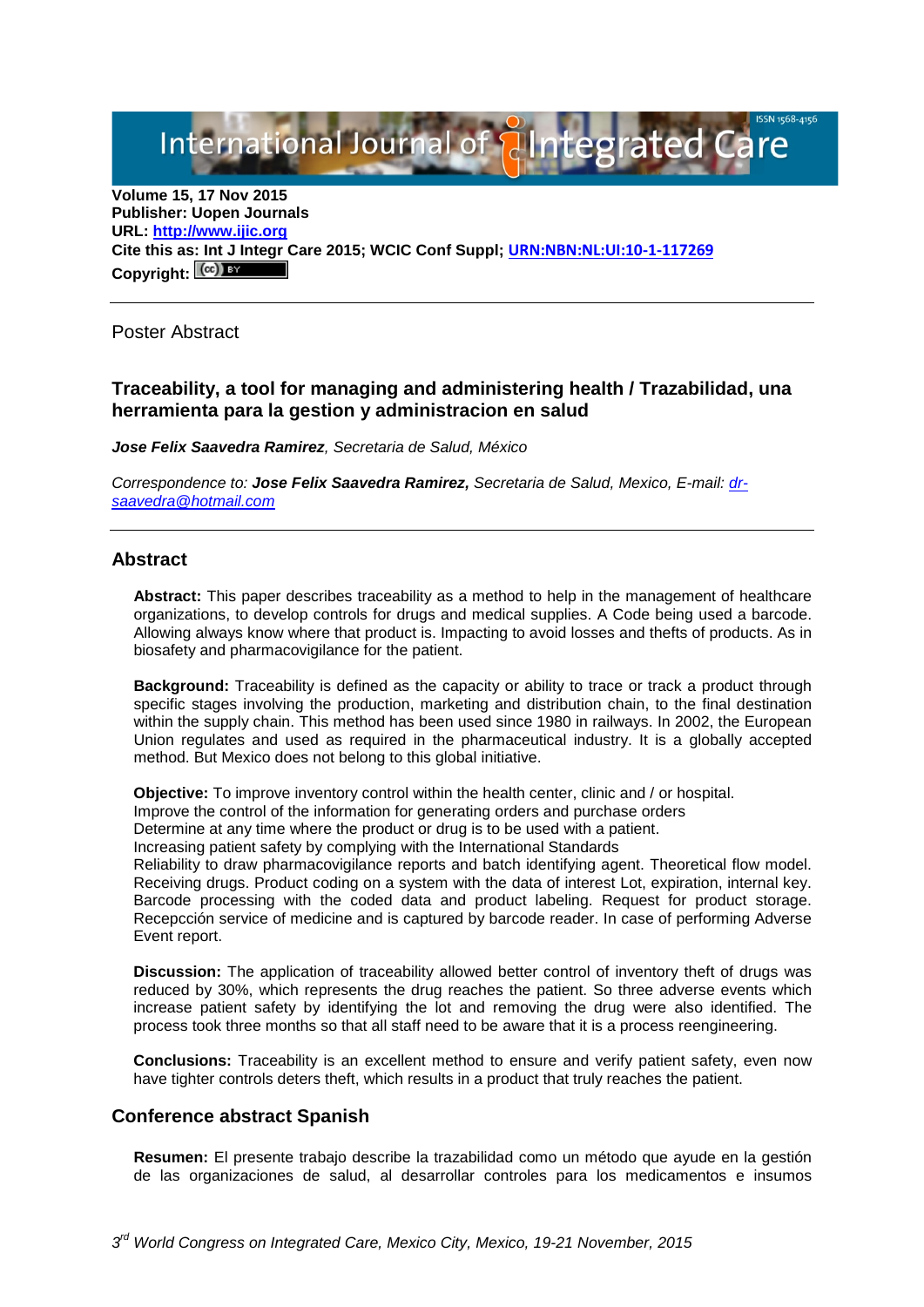Volume 15, 17 Nov 2015
Publisher: Uopen Journals
URL: http://www.ijic.org
Cite this as: Int J Integr Care 2015; WCIC Conf Suppl; URN:NBN:NL:UI:10-1-117269
Copyright:

Poster Abstract

## Traceability, a tool for managing and administering health / Trazabilidad, una herramienta para la gestion y administracion en salud

***Jose Felix Saavedra Ramirez**, Secretaria de Salud, México*

*Correspondence to: **Jose Felix Saavedra Ramirez,** Secretaria de Salud, Mexico, E-mail: dr-saavedra@hotmail.com*

## Abstract

**Abstract:** This paper describes traceability as a method to help in the management of healthcare organizations, to develop controls for drugs and medical supplies. A Code being used a barcode. Allowing always know where that product is. Impacting to avoid losses and thefts of products. As in biosafety and pharmacovigilance for the patient.

**Background:** Traceability is defined as the capacity or ability to trace or track a product through specific stages involving the production, marketing and distribution chain, to the final destination within the supply chain. This method has been used since 1980 in railways. In 2002, the European Union regulates and used as required in the pharmaceutical industry. It is a globally accepted method. But Mexico does not belong to this global initiative.

**Objective:** To improve inventory control within the health center, clinic and / or hospital.
Improve the control of the information for generating orders and purchase orders
Determine at any time where the product or drug is to be used with a patient.
Increasing patient safety by complying with the International Standards
Reliability to draw pharmacovigilance reports and batch identifying agent. Theoretical flow model. Receiving drugs. Product coding on a system with the data of interest Lot, expiration, internal key. Barcode processing with the coded data and product labeling. Request for product storage. Recepcción service of medicine and is captured by barcode reader. In case of performing Adverse Event report.

**Discussion:** The application of traceability allowed better control of inventory theft of drugs was reduced by 30%, which represents the drug reaches the patient. So three adverse events which increase patient safety by identifying the lot and removing the drug were also identified. The process took three months so that all staff need to be aware that it is a process reengineering.

**Conclusions:** Traceability is an excellent method to ensure and verify patient safety, even now have tighter controls deters theft, which results in a product that truly reaches the patient.

## Conference abstract Spanish

**Resumen:** El presente trabajo describe la trazabilidad como un método que ayude en la gestión de las organizaciones de salud, al desarrollar controles para los medicamentos e insumos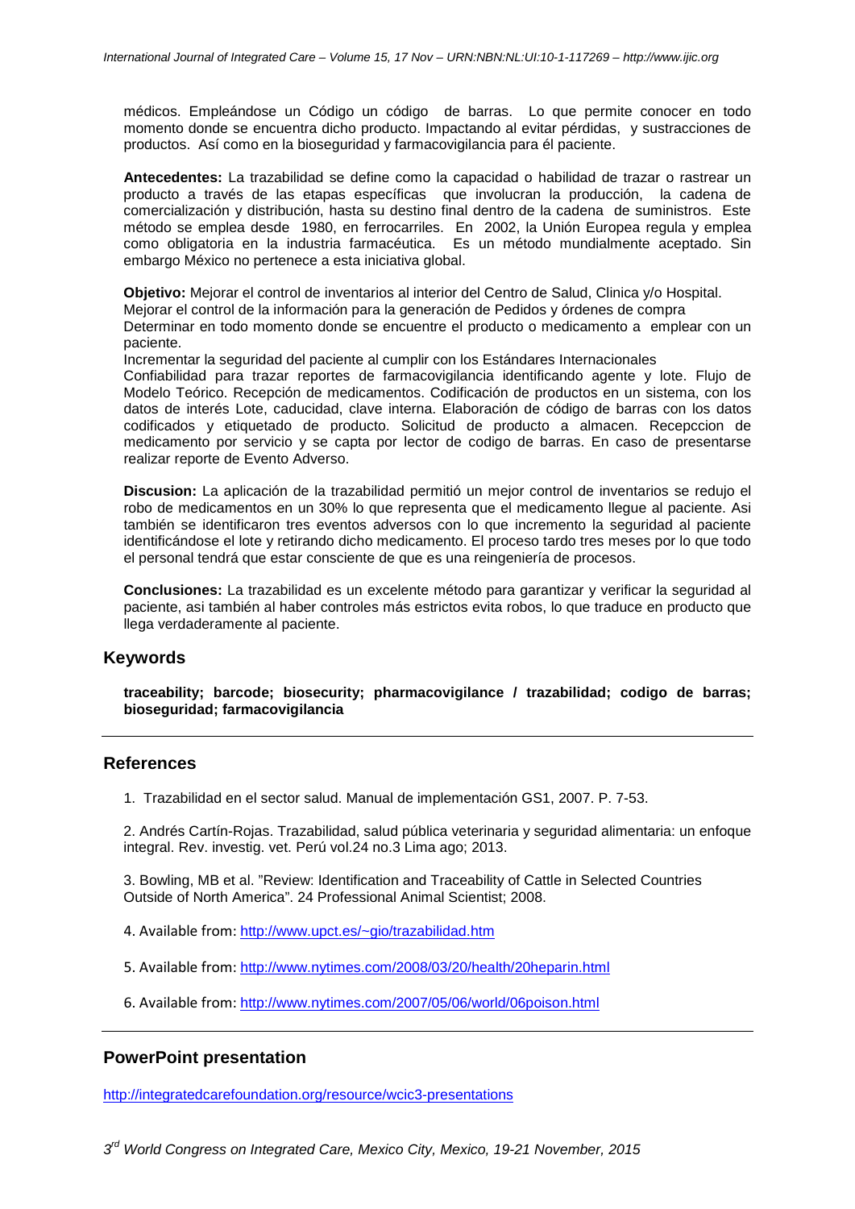médicos. Empleándose un Código un código de barras. Lo que permite conocer en todo momento donde se encuentra dicho producto. Impactando al evitar pérdidas, y sustracciones de productos. Así como en la bioseguridad y farmacovigilancia para él paciente.

**Antecedentes:** La trazabilidad se define como la capacidad o habilidad de trazar o rastrear un producto a través de las etapas específicas que involucran la producción, la cadena de comercialización y distribución, hasta su destino final dentro de la cadena de suministros. Este método se emplea desde 1980, en ferrocarriles. En 2002, la Unión Europea regula y emplea como obligatoria en la industria farmacéutica. Es un método mundialmente aceptado. Sin embargo México no pertenece a esta iniciativa global.

**Objetivo:** Mejorar el control de inventarios al interior del Centro de Salud, Clinica y/o Hospital.
Mejorar el control de la información para la generación de Pedidos y órdenes de compra
Determinar en todo momento donde se encuentre el producto o medicamento a emplear con un paciente.
Incrementar la seguridad del paciente al cumplir con los Estándares Internacionales
Confiabilidad para trazar reportes de farmacovigilancia identificando agente y lote. Flujo de Modelo Teórico. Recepción de medicamentos. Codificación de productos en un sistema, con los datos de interés Lote, caducidad, clave interna. Elaboración de código de barras con los datos codificados y etiquetado de producto. Solicitud de producto a almacen. Recepccion de medicamento por servicio y se capta por lector de codigo de barras. En caso de presentarse realizar reporte de Evento Adverso.

**Discusion:** La aplicación de la trazabilidad permitió un mejor control de inventarios se redujo el robo de medicamentos en un 30% lo que representa que el medicamento llegue al paciente. Asi también se identificaron tres eventos adversos con lo que incremento la seguridad al paciente identificándose el lote y retirando dicho medicamento. El proceso tardo tres meses por lo que todo el personal tendrá que estar consciente de que es una reingeniería de procesos.

**Conclusiones:** La trazabilidad es un excelente método para garantizar y verificar la seguridad al paciente, asi también al haber controles más estrictos evita robos, lo que traduce en producto que llega verdaderamente al paciente.

## Keywords

**traceability; barcode; biosecurity; pharmacovigilance / trazabilidad; codigo de barras; bioseguridad; farmacovigilancia**

## References

1. Trazabilidad en el sector salud. Manual de implementación GS1, 2007. P. 7-53.

2. Andrés Cartín-Rojas. Trazabilidad, salud pública veterinaria y seguridad alimentaria: un enfoque integral. Rev. investig. vet. Perú vol.24 no.3 Lima ago; 2013.

3. Bowling, MB et al. "Review: Identification and Traceability of Cattle in Selected Countries Outside of North America". 24 Professional Animal Scientist; 2008.

4. Available from: http://www.upct.es/~gio/trazabilidad.htm

5. Available from: http://www.nytimes.com/2008/03/20/health/20heparin.html

6. Available from: http://www.nytimes.com/2007/05/06/world/06poison.html

## PowerPoint presentation

http://integratedcarefoundation.org/resource/wcic3-presentations